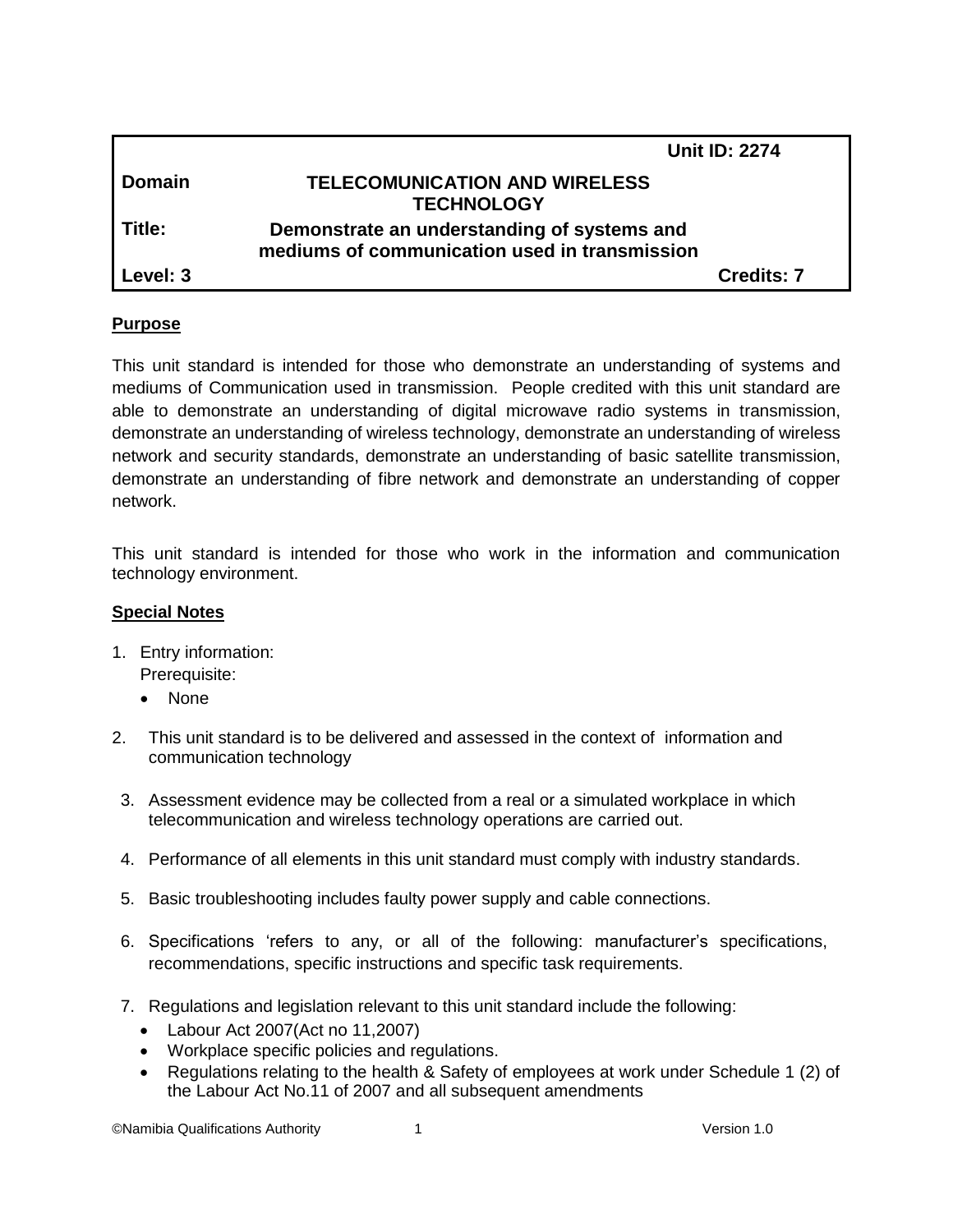| | | Unit ID: 2274 |
|---|---|---|
| **Domain** | **TELECOMUNICATION AND WIRELESS TECHNOLOGY** | |
| **Title:** | **Demonstrate an understanding of systems and mediums of communication used in transmission** | |
| **Level: 3** | | **Credits: 7** |

## Purpose

This unit standard is intended for those who demonstrate an understanding of systems and mediums of Communication used in transmission. People credited with this unit standard are able to demonstrate an understanding of digital microwave radio systems in transmission, demonstrate an understanding of wireless technology, demonstrate an understanding of wireless network and security standards, demonstrate an understanding of basic satellite transmission, demonstrate an understanding of fibre network and demonstrate an understanding of copper network.

This unit standard is intended for those who work in the information and communication technology environment.

## Special Notes

1. Entry information:
   Prerequisite:
   - None
2. This unit standard is to be delivered and assessed in the context of information and communication technology
3. Assessment evidence may be collected from a real or a simulated workplace in which telecommunication and wireless technology operations are carried out.
4. Performance of all elements in this unit standard must comply with industry standards.
5. Basic troubleshooting includes faulty power supply and cable connections.
6. Specifications 'refers to any, or all of the following: manufacturer's specifications, recommendations, specific instructions and specific task requirements.
7. Regulations and legislation relevant to this unit standard include the following:
   - Labour Act 2007(Act no 11,2007)
   - Workplace specific policies and regulations.
   - Regulations relating to the health & Safety of employees at work under Schedule 1 (2) of the Labour Act No.11 of 2007 and all subsequent amendments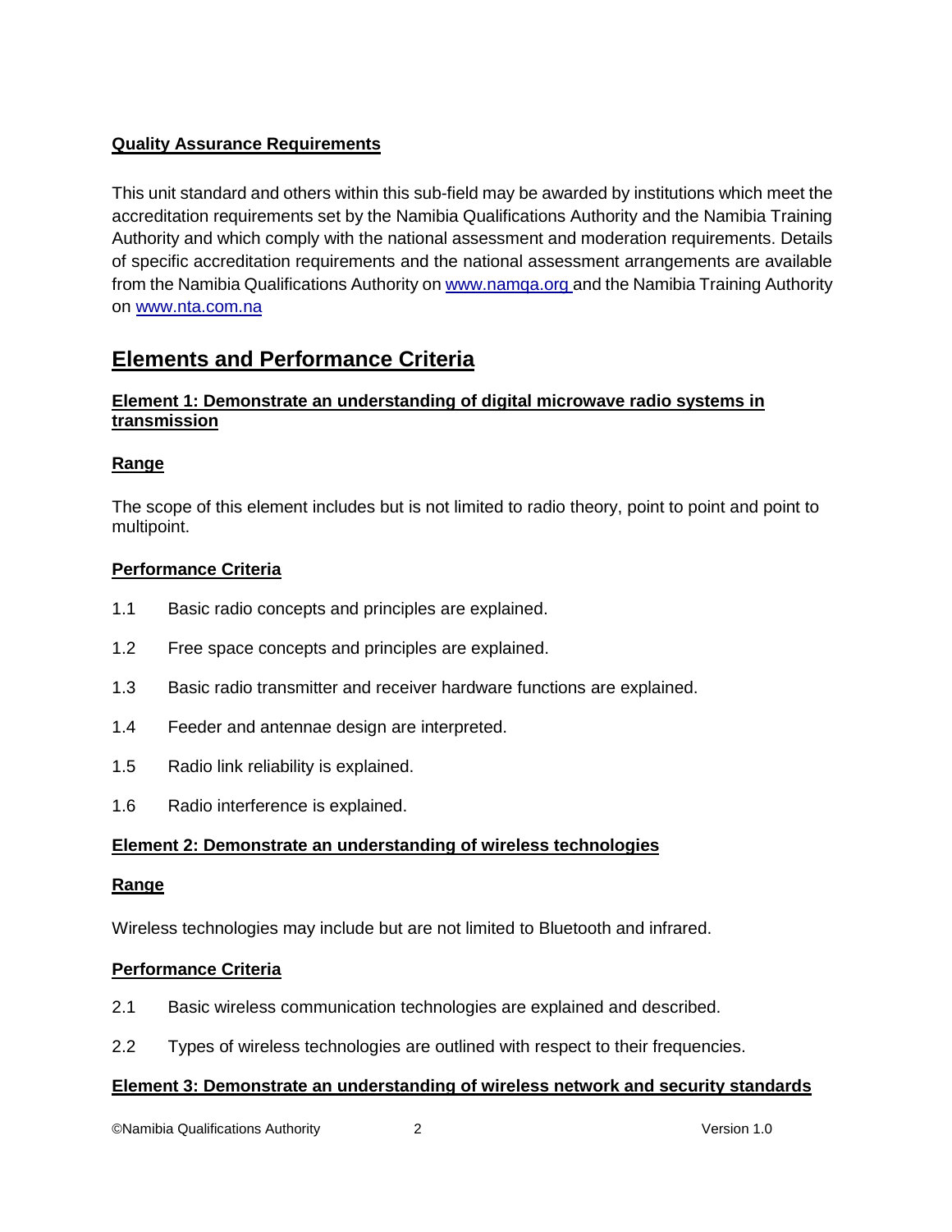**Quality Assurance Requirements**

This unit standard and others within this sub-field may be awarded by institutions which meet the accreditation requirements set by the Namibia Qualifications Authority and the Namibia Training Authority and which comply with the national assessment and moderation requirements. Details of specific accreditation requirements and the national assessment arrangements are available from the Namibia Qualifications Authority on www.namqa.org and the Namibia Training Authority on www.nta.com.na

## Elements and Performance Criteria

### Element 1: Demonstrate an understanding of digital microwave radio systems in transmission

**Range**

The scope of this element includes but is not limited to radio theory, point to point and point to multipoint.

**Performance Criteria**

1.1 Basic radio concepts and principles are explained.

1.2 Free space concepts and principles are explained.

1.3 Basic radio transmitter and receiver hardware functions are explained.

1.4 Feeder and antennae design are interpreted.

1.5 Radio link reliability is explained.

1.6 Radio interference is explained.

### Element 2: Demonstrate an understanding of wireless technologies

**Range**

Wireless technologies may include but are not limited to Bluetooth and infrared.

**Performance Criteria**

2.1 Basic wireless communication technologies are explained and described.

2.2 Types of wireless technologies are outlined with respect to their frequencies.

### Element 3: Demonstrate an understanding of wireless network and security standards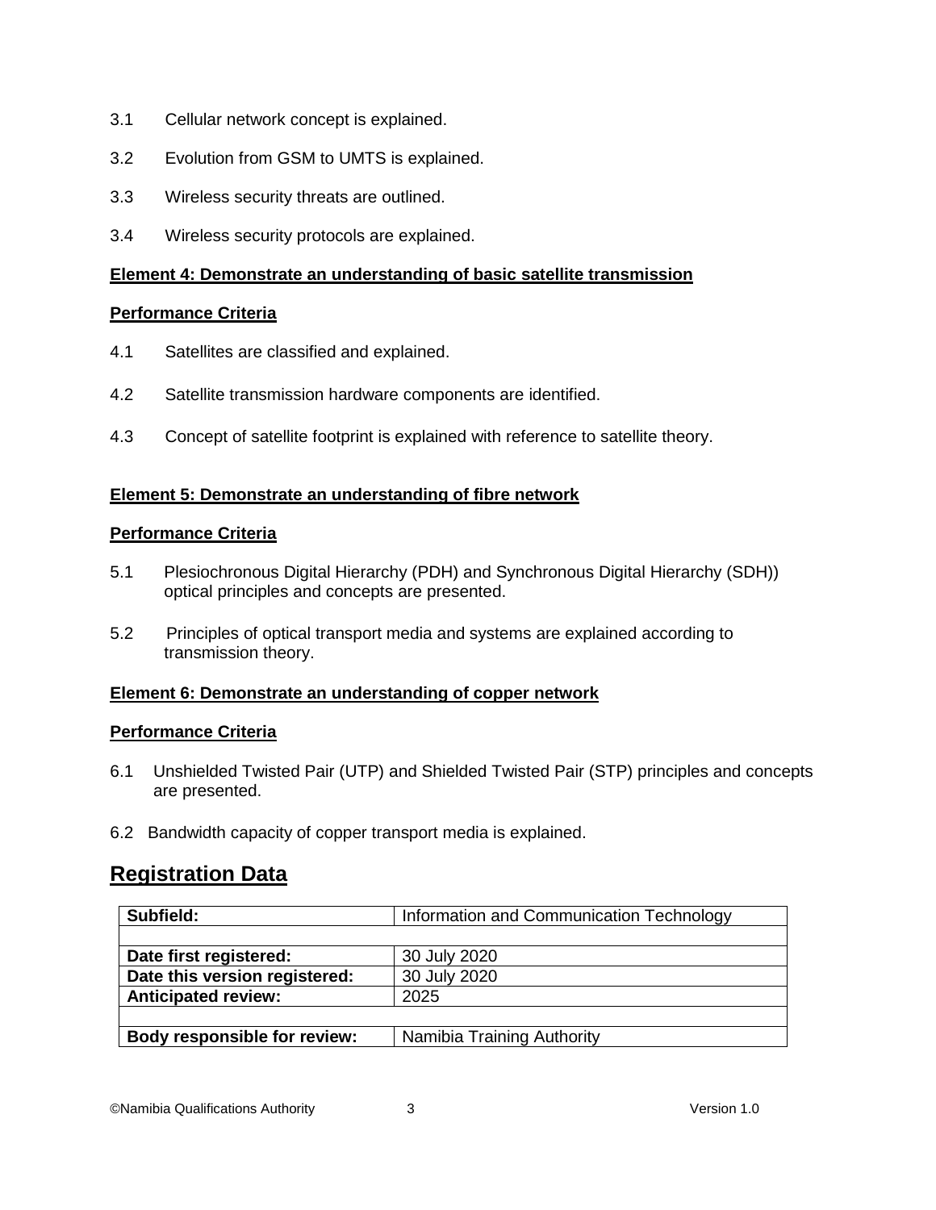3.1 Cellular network concept is explained.

3.2 Evolution from GSM to UMTS is explained.

3.3 Wireless security threats are outlined.

3.4 Wireless security protocols are explained.

**Element 4: Demonstrate an understanding of basic satellite transmission**

**Performance Criteria**

4.1 Satellites are classified and explained.

4.2 Satellite transmission hardware components are identified.

4.3 Concept of satellite footprint is explained with reference to satellite theory.

**Element 5: Demonstrate an understanding of fibre network**

**Performance Criteria**

5.1 Plesiochronous Digital Hierarchy (PDH) and Synchronous Digital Hierarchy (SDH)) optical principles and concepts are presented.

5.2 Principles of optical transport media and systems are explained according to transmission theory.

**Element 6: Demonstrate an understanding of copper network**

**Performance Criteria**

6.1 Unshielded Twisted Pair (UTP) and Shielded Twisted Pair (STP) principles and concepts are presented.

6.2 Bandwidth capacity of copper transport media is explained.

## Registration Data

| | |
|---|---|
| **Subfield:** | Information and Communication Technology |
| | |
| **Date first registered:** | 30 July 2020 |
| **Date this version registered:** | 30 July 2020 |
| **Anticipated review:** | 2025 |
| | |
| **Body responsible for review:** | Namibia Training Authority |